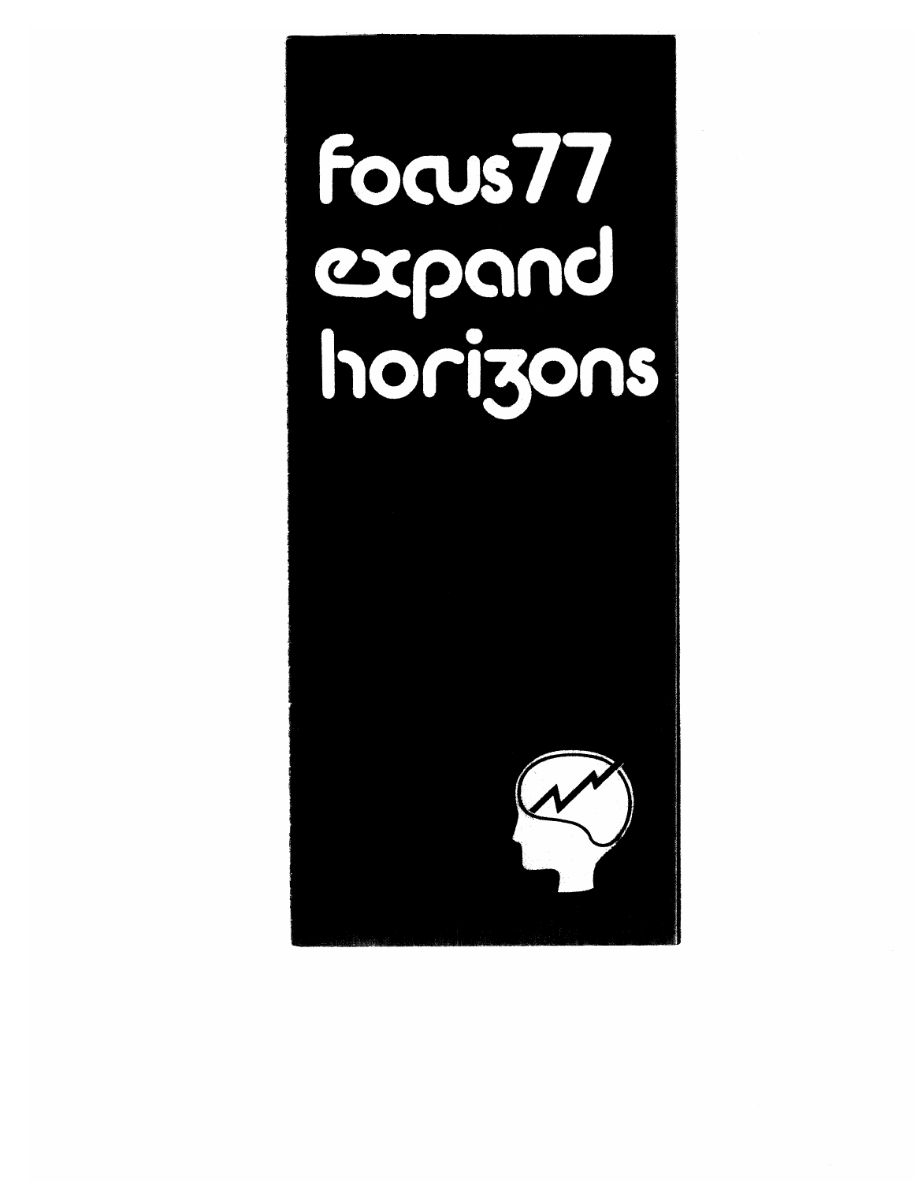# focus77 expand horizons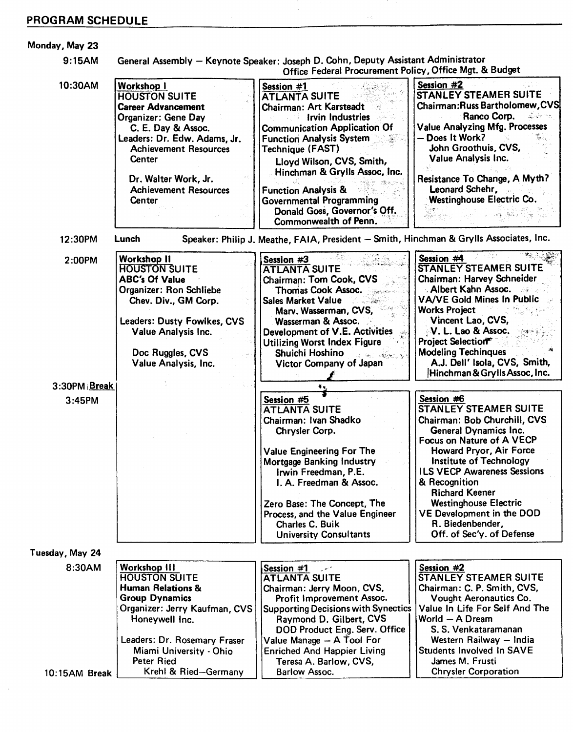## PROGRAM SCHEDULE

### Monday, May 23

**9:15AM** General Assembly — Keynote Speaker: Joseph D. Cohn, Deputy Assistant Administrator, Office Federal Procurement Policy, Office Mgt. & Budget

**10:30AM**

| Workshop I | Session #1 | Session #2 |
|---|---|---|
| HOUSTON SUITE<br>**Career Advancement**<br>Organizer: Gene Day<br>C. E. Day & Assoc.<br>Leaders: Dr. Edw. Adams, Jr.<br>Achievement Resources Center<br><br>Dr. Walter Work, Jr.<br>Achievement Resources Center | ATLANTA SUITE<br>Chairman: Art Karsteadt<br>Irvin Industries<br>Communication Application Of Function Analysis System Technique (FAST)<br>Lloyd Wilson, CVS, Smith, Hinchman & Grylls Assoc, Inc.<br><br>Function Analysis & Governmental Programming<br>Donald Goss, Governor's Off. Commonwealth of Penn. | STANLEY STEAMER SUITE<br>Chairman: Russ Bartholomew, CVS<br>Ranco Corp.<br>Value Analyzing Mfg. Processes — Does It Work?<br>John Groothuis, CVS, Value Analysis Inc.<br><br>Resistance To Change, A Myth?<br>Leonard Schehr, Westinghouse Electric Co. |

**12:30PM** Lunch — Speaker: Philip J. Meathe, FAIA, President — Smith, Hinchman & Grylls Associates, Inc.

**2:00PM**

| Workshop II | Session #3 | Session #4 |
|---|---|---|
| HOUSTON SUITE<br>**ABC's Of Value**<br>Organizer: Ron Schliebe<br>Chev. Div., GM Corp.<br><br>Leaders: Dusty Fowlkes, CVS<br>Value Analysis Inc.<br><br>Doc Ruggles, CVS<br>Value Analysis, Inc. | ATLANTA SUITE<br>Chairman: Tom Cook, CVS<br>Thomas Cook Assoc.<br>Sales Market Value<br>Marv. Wasserman, CVS, Wasserman & Assoc.<br>Development of V.E. Activities Utilizing Worst Index Figure<br>Shuichi Hoshino<br>Victor Company of Japan | STANLEY STEAMER SUITE<br>Chairman: Harvey Schneider<br>Albert Kahn Assoc.<br>VA/VE Gold Mines In Public Works Project<br>Vincent Lao, CVS, V. L. Lao & Assoc.<br>Project Selection Modeling Techinques<br>A.J. Dell' Isola, CVS, Smith, Hinchman & Grylls Assoc, Inc. |

**3:30PM** Break

**3:45PM**

| | Session #5 | Session #6 |
|---|---|---|
| | ATLANTA SUITE<br>Chairman: Ivan Shadko<br>Chrysler Corp.<br><br>Value Engineering For The Mortgage Banking Industry<br>Irwin Freedman, P.E.<br>I. A. Freedman & Assoc.<br><br>Zero Base: The Concept, The Process, and the Value Engineer<br>Charles C. Buik<br>University Consultants | STANLEY STEAMER SUITE<br>Chairman: Bob Churchill, CVS<br>General Dynamics Inc.<br>Focus on Nature of A VECP<br>Howard Pryor, Air Force Institute of Technology<br>ILS VECP Awareness Sessions & Recognition<br>Richard Keener<br>Westinghouse Electric<br>VE Development in the DOD<br>R. Biedenbender, Off. of Sec'y. of Defense |

### Tuesday, May 24

**8:30AM**

| Workshop III | Session #1 | Session #2 |
|---|---|---|
| HOUSTON SUITE<br>**Human Relations & Group Dynamics**<br>Organizer: Jerry Kaufman, CVS<br>Honeywell Inc.<br><br>Leaders: Dr. Rosemary Fraser<br>Miami University - Ohio<br>Peter Ried<br>Krehl & Ried—Germany | ATLANTA SUITE<br>Chairman: Jerry Moon, CVS, Profit Improvement Assoc.<br>Supporting Decisions with Synectics<br>Raymond D. Gilbert, CVS<br>DOD Product Eng. Serv. Office<br>Value Manage — A Tool For Enriched And Happier Living<br>Teresa A. Barlow, CVS, Barlow Assoc. | STANLEY STEAMER SUITE<br>Chairman: C. P. Smith, CVS, Vought Aeronautics Co.<br>Value In Life For Self And The World — A Dream<br>S. S. Venkataramanan<br>Western Railway — India<br>Students Involved In SAVE<br>James M. Frusti<br>Chrysler Corporation |

**10:15AM** Break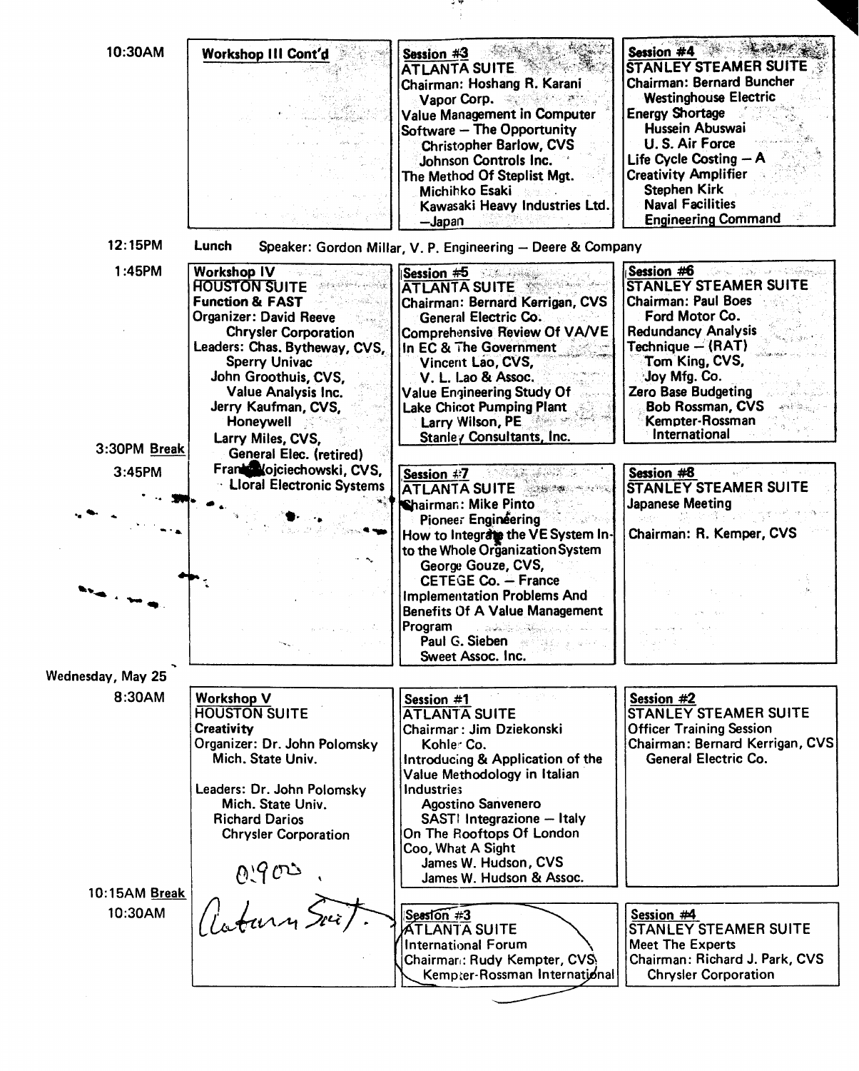| Time | Workshop | Atlanta Suite | Stanley Steamer Suite |
|---|---|---|---|
| 10:30AM | **Workshop III Cont'd** | **Session #3**<br>ATLANTA SUITE<br>Chairman: Hoshang R. Karani<br>Vapor Corp.<br>Value Management in Computer Software — The Opportunity<br>Christopher Barlow, CVS<br>Johnson Controls Inc.<br>The Method Of Steplist Mgt.<br>Michihko Esaki<br>Kawasaki Heavy Industries Ltd. —Japan | **Session #4**<br>STANLEY STEAMER SUITE<br>Chairman: Bernard Buncher<br>Westinghouse Electric<br>Energy Shortage<br>Hussein Abuswai<br>U. S. Air Force<br>Life Cycle Costing — A Creativity Amplifier<br>Stephen Kirk<br>Naval Facilities Engineering Command |
| 12:15PM | Lunch Speaker: Gordon Millar, V. P. Engineering — Deere & Company | | |
| 1:45PM | **Workshop IV**<br>HOUSTON SUITE<br>**Function & FAST**<br>Organizer: David Reeve<br>Chrysler Corporation<br>Leaders: Chas. Bytheway, CVS,<br>Sperry Univac<br>John Groothuis, CVS,<br>Value Analysis Inc.<br>Jerry Kaufman, CVS,<br>Honeywell<br>Larry Miles, CVS,<br>General Elec. (retired)<br>Frank Wojciechowski, CVS,<br>Lloral Electronic Systems | **Session #5**<br>ATLANTA SUITE<br>Chairman: Bernard Kerrigan, CVS<br>General Electric Co.<br>Comprehensive Review Of VA/VE In EC & The Government<br>Vincent Lao, CVS,<br>V. L. Lao & Assoc.<br>Value Engineering Study Of Lake Chicot Pumping Plant<br>Larry Wilson, PE<br>Stanley Consultants, Inc. | **Session #6**<br>STANLEY STEAMER SUITE<br>Chairman: Paul Boes<br>Ford Motor Co.<br>Redundancy Analysis Technique — (RAT)<br>Tom King, CVS,<br>Joy Mfg. Co.<br>Zero Base Budgeting<br>Bob Rossman, CVS<br>Kempter-Rossman International |
| 3:30PM Break | | | |
| 3:45PM | | **Session #7**<br>ATLANTA SUITE<br>Chairman: Mike Pinto<br>Pioneer Engineering<br>How to Integrate the VE System Into the Whole Organization System<br>George Gouze, CVS,<br>CETEGE Co. — France<br>Implementation Problems And Benefits Of A Value Management Program<br>Paul G. Sieben<br>Sweet Assoc. Inc. | **Session #8**<br>STANLEY STEAMER SUITE<br>Japanese Meeting<br><br>Chairman: R. Kemper, CVS |
| **Wednesday, May 25** | | | |
| 8:30AM | **Workshop V**<br>HOUSTON SUITE<br>**Creativity**<br>Organizer: Dr. John Polomsky<br>Mich. State Univ.<br><br>Leaders: Dr. John Polomsky<br>Mich. State Univ.<br>Richard Darios<br>Chrysler Corporation<br><br>0:900 .<br>Autumn Suit. | **Session #1**<br>ATLANTA SUITE<br>Chairman: Jim Dziekonski<br>Kohler Co.<br>Introducing & Application of the Value Methodology in Italian Industries<br>Agostino Sanvenero<br>SASTI Integrazione — Italy<br>On The Rooftops Of London Coo, What A Sight<br>James W. Hudson, CVS<br>James W. Hudson & Assoc. | **Session #2**<br>STANLEY STEAMER SUITE<br>Officer Training Session<br>Chairman: Bernard Kerrigan, CVS<br>General Electric Co. |
| 10:15AM Break | | | |
| 10:30AM | | **Session #3**<br>ATLANTA SUITE<br>International Forum<br>Chairman: Rudy Kempter, CVS<br>Kempter-Rossman International | **Session #4**<br>STANLEY STEAMER SUITE<br>Meet The Experts<br>Chairman: Richard J. Park, CVS<br>Chrysler Corporation |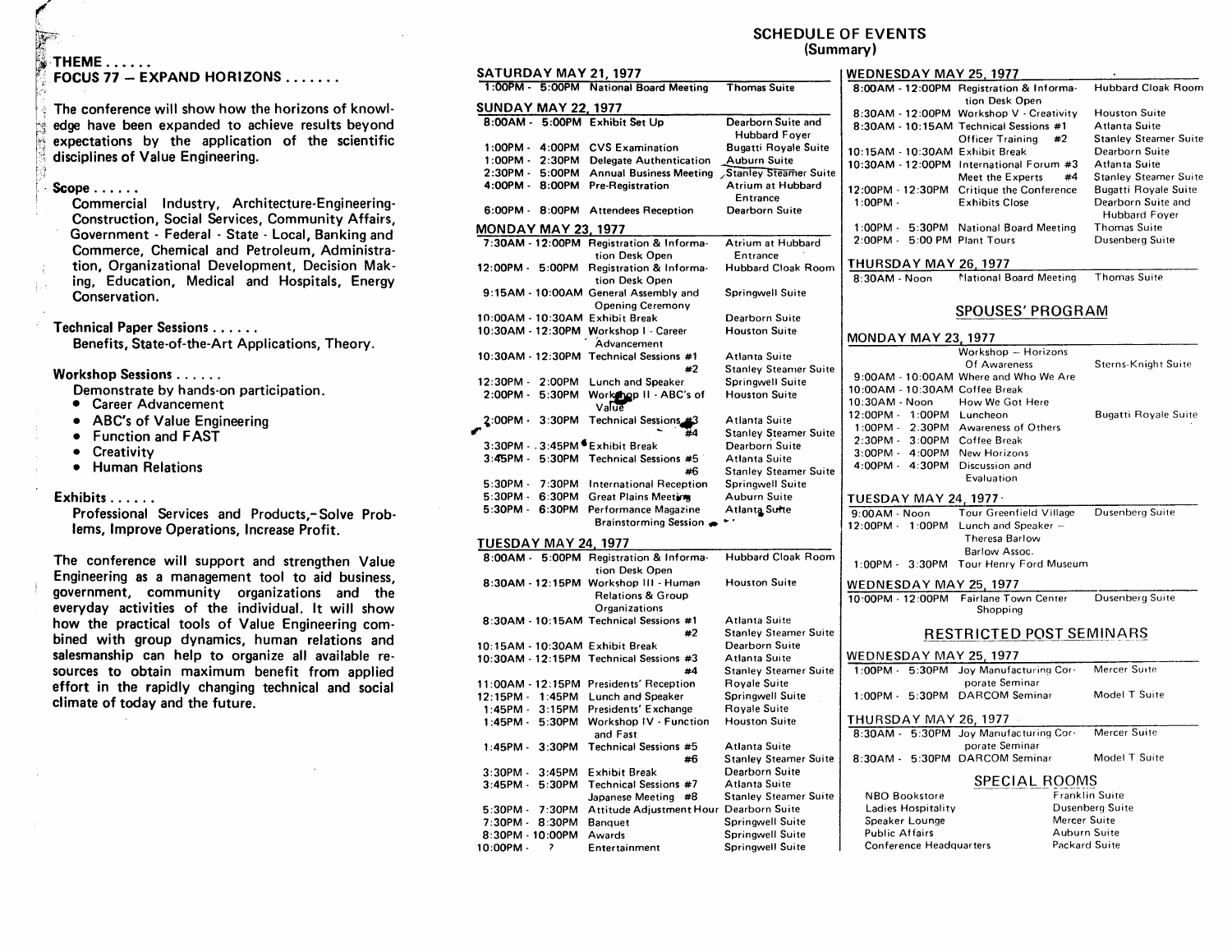## THEME ......

## FOCUS 77 — EXPAND HORIZONS .......

The conference will show how the horizons of knowledge have been expanded to achieve results beyond expectations by the application of the scientific disciplines of Value Engineering.

**Scope ......**

Commercial Industry, Architecture-Engineering-Construction, Social Services, Community Affairs, Government - Federal - State - Local, Banking and Commerce, Chemical and Petroleum, Administration, Organizational Development, Decision Making, Education, Medical and Hospitals, Energy Conservation.

**Technical Paper Sessions ......**

Benefits, State-of-the-Art Applications, Theory.

**Workshop Sessions ......**

Demonstrate by hands-on participation.

- Career Advancement
- ABC's of Value Engineering
- Function and FAST
- Creativity
- Human Relations

**Exhibits ......**

Professional Services and Products,-Solve Problems, Improve Operations, Increase Profit.

The conference will support and strengthen Value Engineering as a management tool to aid business, government, community organizations and the everyday activities of the individual. It will show how the practical tools of Value Engineering combined with group dynamics, human relations and salesmanship can help to organize all available resources to obtain maximum benefit from applied effort in the rapidly changing technical and social climate of today and the future.

# SCHEDULE OF EVENTS
(Summary)

### SATURDAY MAY 21, 1977

| Time | Event | Location |
|---|---|---|
| 1:00PM - 5:00PM | National Board Meeting | Thomas Suite |

### SUNDAY MAY 22, 1977

| Time | Event | Location |
|---|---|---|
| 8:00AM - 5:00PM | Exhibit Set Up | Dearborn Suite and Hubbard Foyer |
| 1:00PM - 4:00PM | CVS Examination | Bugatti Royale Suite |
| 1:00PM - 2:30PM | Delegate Authentication | Auburn Suite |
| 2:30PM - 5:00PM | Annual Business Meeting | Stanley Steamer Suite |
| 4:00PM - 8:00PM | Pre-Registration | Atrium at Hubbard Entrance |
| 6:00PM - 8:00PM | Attendees Reception | Dearborn Suite |

### MONDAY MAY 23, 1977

| Time | Event | Location |
|---|---|---|
| 7:30AM - 12:00PM | Registration & Information Desk Open | Atrium at Hubbard Entrance |
| 12:00PM - 5:00PM | Registration & Information Desk Open | Hubbard Cloak Room |
| 9:15AM - 10:00AM | General Assembly and Opening Ceremony | Springwell Suite |
| 10:00AM - 10:30AM | Exhibit Break | Dearborn Suite |
| 10:30AM - 12:30PM | Workshop I - Career Advancement | Houston Suite |
| 10:30AM - 12:30PM | Technical Sessions #1 | Atlanta Suite |
| | #2 | Stanley Steamer Suite |
| 12:30PM - 2:00PM | Lunch and Speaker | Springwell Suite |
| 2:00PM - 5:30PM | Workshop II - ABC's of Value | Houston Suite |
| 2:00PM - 3:30PM | Technical Sessions #3 | Atlanta Suite |
| | #4 | Stanley Steamer Suite |
| 3:30PM - 3:45PM | Exhibit Break | Dearborn Suite |
| 3:45PM - 5:30PM | Technical Sessions #5 | Atlanta Suite |
| | #6 | Stanley Steamer Suite |
| 5:30PM - 7:30PM | International Reception | Springwell Suite |
| 5:30PM - 6:30PM | Great Plains Meeting | Auburn Suite |
| 5:30PM - 6:30PM | Performance Magazine Brainstorming Session | Atlanta Suite |

### TUESDAY MAY 24, 1977

| Time | Event | Location |
|---|---|---|
| 8:00AM - 5:00PM | Registration & Information Desk Open | Hubbard Cloak Room |
| 8:30AM - 12:15PM | Workshop III - Human Relations & Group Organizations | Houston Suite |
| 8:30AM - 10:15AM | Technical Sessions #1 | Atlanta Suite |
| | #2 | Stanley Steamer Suite |
| 10:15AM - 10:30AM | Exhibit Break | Dearborn Suite |
| 10:30AM - 12:15PM | Technical Sessions #3 | Atlanta Suite |
| | #4 | Stanley Steamer Suite |
| 11:00AM - 12:15PM | Presidents' Reception | Royale Suite |
| 12:15PM - 1:45PM | Lunch and Speaker | Springwell Suite |
| 1:45PM - 3:15PM | Presidents' Exchange | Royale Suite |
| 1:45PM - 5:30PM | Workshop IV - Function and Fast | Houston Suite |
| 1:45PM - 3:30PM | Technical Sessions #5 | Atlanta Suite |
| | #6 | Stanley Steamer Suite |
| 3:30PM - 3:45PM | Exhibit Break | Dearborn Suite |
| 3:45PM - 5:30PM | Technical Sessions #7 | Atlanta Suite |
| | Japanese Meeting #8 | Stanley Steamer Suite |
| 5:30PM - 7:30PM | Attitude Adjustment Hour | Dearborn Suite |
| 7:30PM - 8:30PM | Banquet | Springwell Suite |
| 8:30PM - 10:00PM | Awards | Springwell Suite |
| 10:00PM - ? | Entertainment | Springwell Suite |

### WEDNESDAY MAY 25, 1977

| Time | Event | Location |
|---|---|---|
| 8:00AM - 12:00PM | Registration & Information Desk Open | Hubbard Cloak Room |
| 8:30AM - 12:00PM | Workshop V - Creativity | Houston Suite |
| 8:30AM - 10:15AM | Technical Sessions #1 | Atlanta Suite |
| | Officer Training #2 | Stanley Steamer Suite |
| 10:15AM - 10:30AM | Exhibit Break | Dearborn Suite |
| 10:30AM - 12:00PM | International Forum #3 | Atlanta Suite |
| | Meet the Experts #4 | Stanley Steamer Suite |
| 12:00PM - 12:30PM | Critique the Conference | Bugatti Royale Suite |
| 1:00PM - | Exhibits Close | Dearborn Suite and Hubbard Foyer |
| 1:00PM - 5:30PM | National Board Meeting | Thomas Suite |
| 2:00PM - 5:00 PM | Plant Tours | Dusenberg Suite |

### THURSDAY MAY 26, 1977

| Time | Event | Location |
|---|---|---|
| 8:30AM - Noon | National Board Meeting | Thomas Suite |

## SPOUSES' PROGRAM

### MONDAY MAY 23, 1977

| Time | Event | Location |
|---|---|---|
| | Workshop — Horizons Of Awareness | Sterns-Knight Suite |
| 9:00AM - 10:00AM | Where and Who We Are | |
| 10:00AM - 10:30AM | Coffee Break | |
| 10:30AM - Noon | How We Got Here | |
| 12:00PM - 1:00PM | Luncheon | Bugatti Royale Suite |
| 1:00PM - 2:30PM | Awareness of Others | |
| 2:30PM - 3:00PM | Coffee Break | |
| 3:00PM - 4:00PM | New Horizons | |
| 4:00PM - 4:30PM | Discussion and Evaluation | |

### TUESDAY MAY 24, 1977

| Time | Event | Location |
|---|---|---|
| 9:00AM - Noon | Tour Greenfield Village | Dusenberg Suite |
| 12:00PM - 1:00PM | Lunch and Speaker — Theresa Barlow Barlow Assoc. | |
| 1:00PM - 3:30PM | Tour Henry Ford Museum | |

### WEDNESDAY MAY 25, 1977

| Time | Event | Location |
|---|---|---|
| 10:00PM - 12:00PM | Fairlane Town Center Shopping | Dusenberg Suite |

## RESTRICTED POST SEMINARS

### WEDNESDAY MAY 25, 1977

| Time | Event | Location |
|---|---|---|
| 1:00PM - 5:30PM | Joy Manufacturing Corporate Seminar | Mercer Suite |
| 1:00PM - 5:30PM | DARCOM Seminar | Model T Suite |

### THURSDAY MAY 26, 1977

| Time | Event | Location |
|---|---|---|
| 8:30AM - 5:30PM | Joy Manufacturing Corporate Seminar | Mercer Suite |
| 8:30AM - 5:30PM | DARCOM Seminar | Model T Suite |

## SPECIAL ROOMS

| Room | Location |
|---|---|
| NBO Bookstore | Franklin Suite |
| Ladies Hospitality | Dusenberg Suite |
| Speaker Lounge | Mercer Suite |
| Public Affairs | Auburn Suite |
| Conference Headquarters | Packard Suite |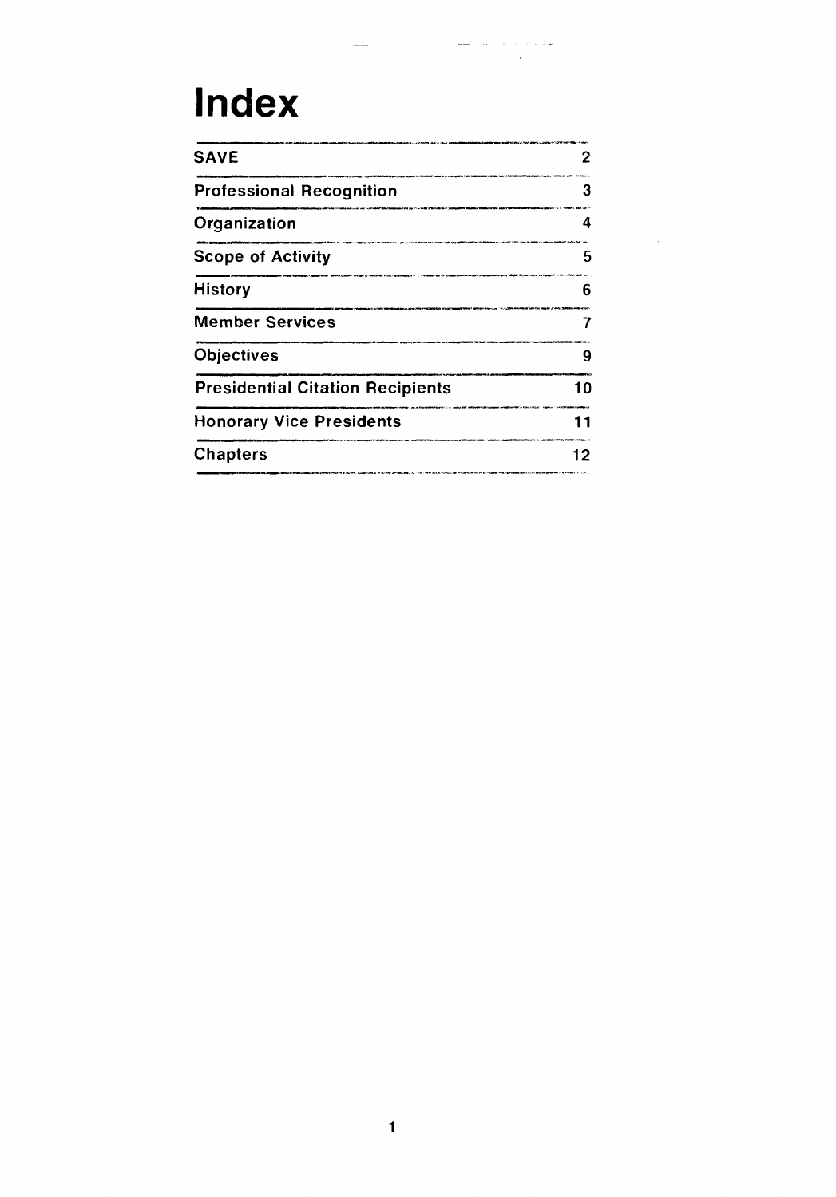# Index

| | |
|---|---|
| SAVE | 2 |
| Professional Recognition | 3 |
| Organization | 4 |
| Scope of Activity | 5 |
| History | 6 |
| Member Services | 7 |
| Objectives | 9 |
| Presidential Citation Recipients | 10 |
| Honorary Vice Presidents | 11 |
| Chapters | 12 |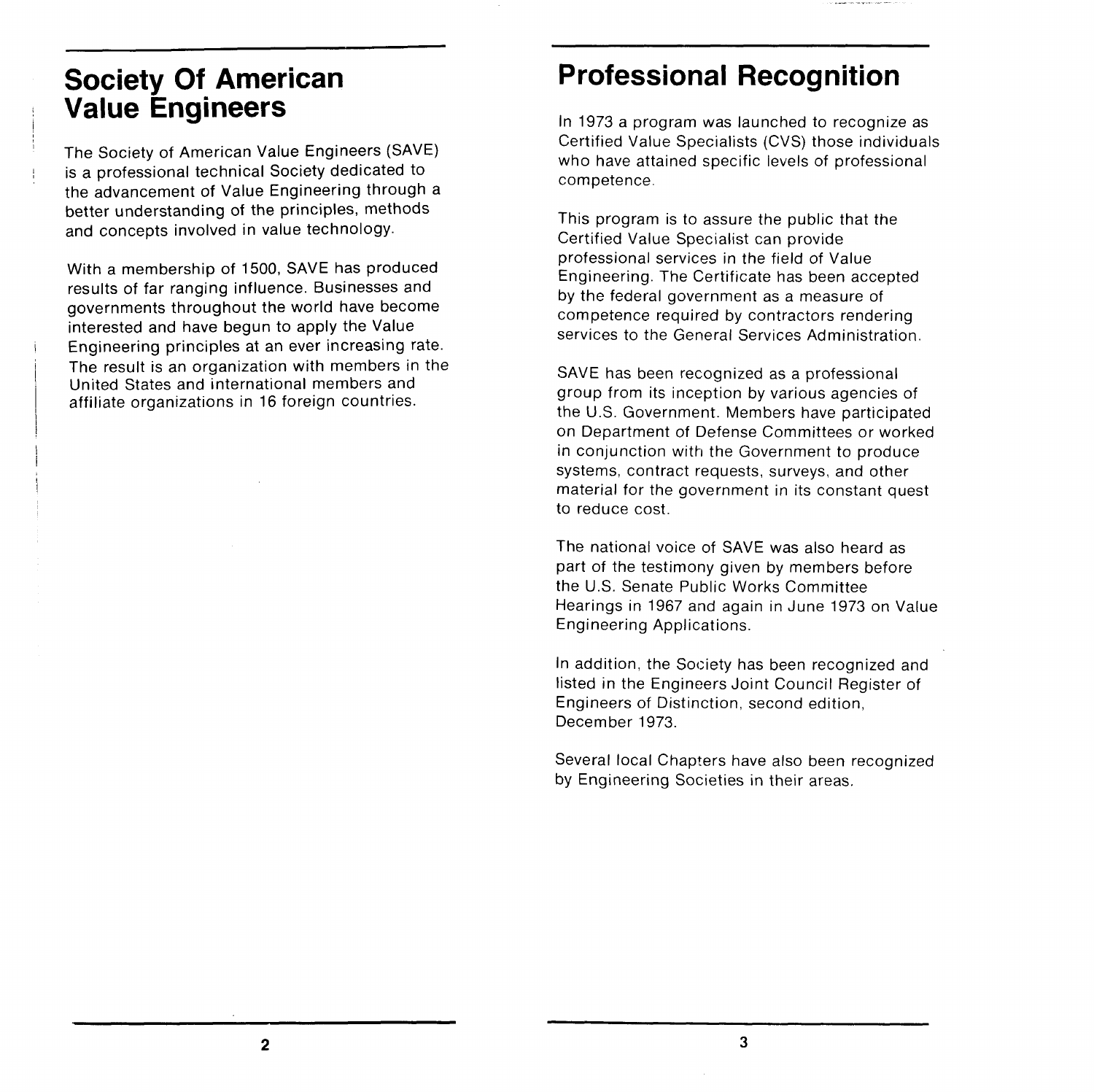## Society Of American Value Engineers

The Society of American Value Engineers (SAVE) is a professional technical Society dedicated to the advancement of Value Engineering through a better understanding of the principles, methods and concepts involved in value technology.

With a membership of 1500, SAVE has produced results of far ranging influence. Businesses and governments throughout the world have become interested and have begun to apply the Value Engineering principles at an ever increasing rate. The result is an organization with members in the United States and international members and affiliate organizations in 16 foreign countries.

## Professional Recognition

In 1973 a program was launched to recognize as Certified Value Specialists (CVS) those individuals who have attained specific levels of professional competence.

This program is to assure the public that the Certified Value Specialist can provide professional services in the field of Value Engineering. The Certificate has been accepted by the federal government as a measure of competence required by contractors rendering services to the General Services Administration.

SAVE has been recognized as a professional group from its inception by various agencies of the U.S. Government. Members have participated on Department of Defense Committees or worked in conjunction with the Government to produce systems, contract requests, surveys, and other material for the government in its constant quest to reduce cost.

The national voice of SAVE was also heard as part of the testimony given by members before the U.S. Senate Public Works Committee Hearings in 1967 and again in June 1973 on Value Engineering Applications.

In addition, the Society has been recognized and listed in the Engineers Joint Council Register of Engineers of Distinction, second edition, December 1973.

Several local Chapters have also been recognized by Engineering Societies in their areas.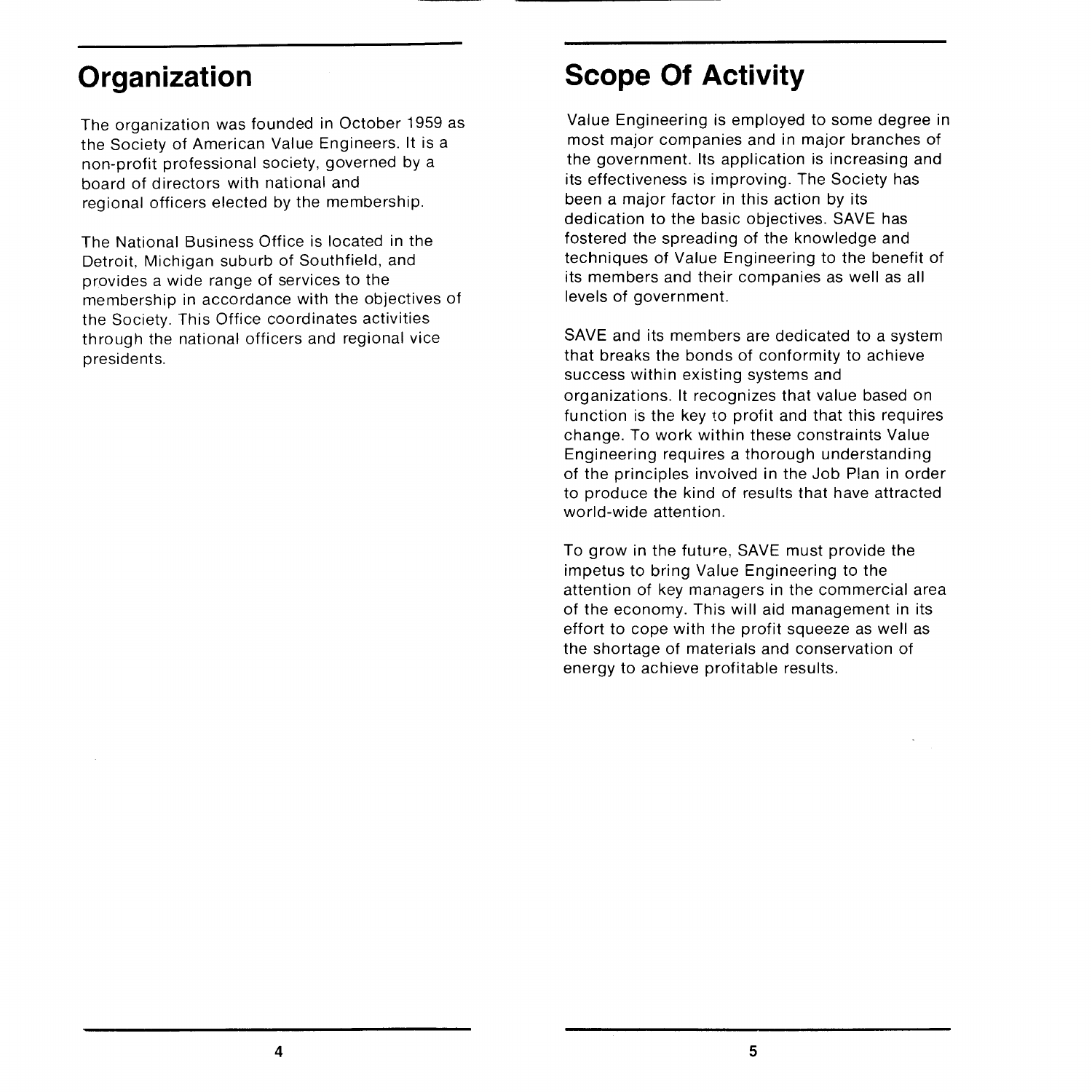## Organization

The organization was founded in October 1959 as the Society of American Value Engineers. It is a non-profit professional society, governed by a board of directors with national and regional officers elected by the membership.

The National Business Office is located in the Detroit, Michigan suburb of Southfield, and provides a wide range of services to the membership in accordance with the objectives of the Society. This Office coordinates activities through the national officers and regional vice presidents.

## Scope Of Activity

Value Engineering is employed to some degree in most major companies and in major branches of the government. Its application is increasing and its effectiveness is improving. The Society has been a major factor in this action by its dedication to the basic objectives. SAVE has fostered the spreading of the knowledge and techniques of Value Engineering to the benefit of its members and their companies as well as all levels of government.

SAVE and its members are dedicated to a system that breaks the bonds of conformity to achieve success within existing systems and organizations. It recognizes that value based on function is the key to profit and that this requires change. To work within these constraints Value Engineering requires a thorough understanding of the principles involved in the Job Plan in order to produce the kind of results that have attracted world-wide attention.

To grow in the future, SAVE must provide the impetus to bring Value Engineering to the attention of key managers in the commercial area of the economy. This will aid management in its effort to cope with the profit squeeze as well as the shortage of materials and conservation of energy to achieve profitable results.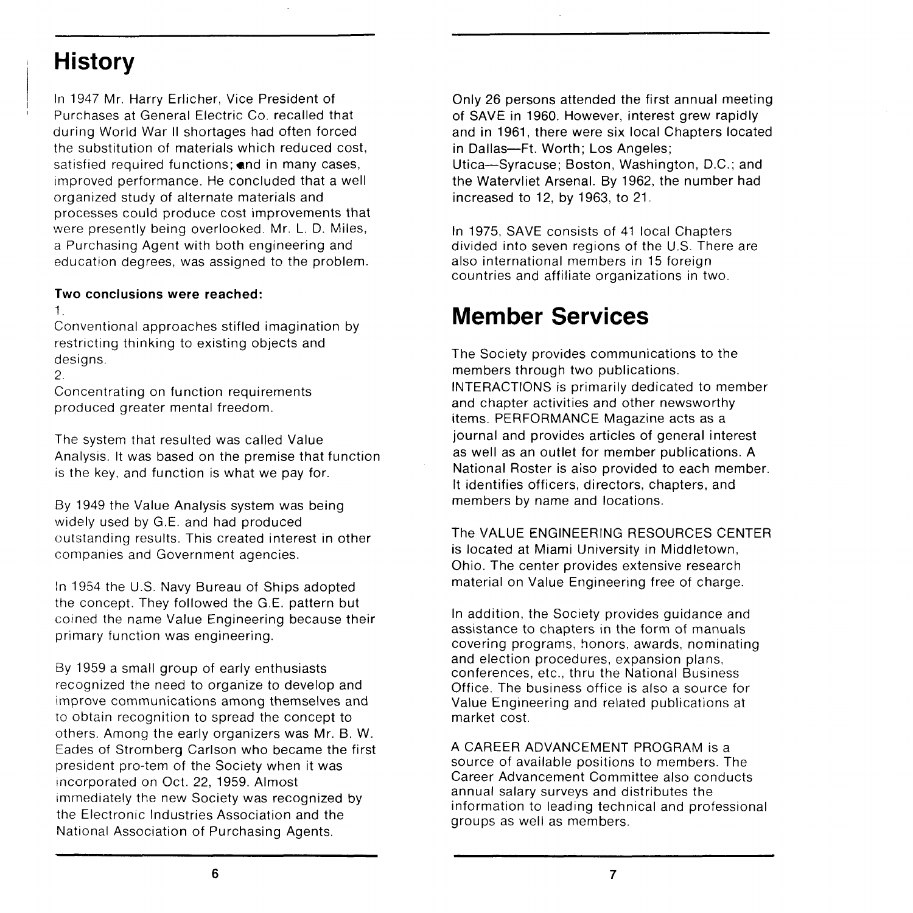# History

In 1947 Mr. Harry Erlicher, Vice President of Purchases at General Electric Co. recalled that during World War II shortages had often forced the substitution of materials which reduced cost, satisfied required functions; and in many cases, improved performance. He concluded that a well organized study of alternate materials and processes could produce cost improvements that were presently being overlooked. Mr. L. D. Miles, a Purchasing Agent with both engineering and education degrees, was assigned to the problem.

**Two conclusions were reached:**

1. Conventional approaches stifled imagination by restricting thinking to existing objects and designs.
2. Concentrating on function requirements produced greater mental freedom.

The system that resulted was called Value Analysis. It was based on the premise that function is the key, and function is what we pay for.

By 1949 the Value Analysis system was being widely used by G.E. and had produced outstanding results. This created interest in other companies and Government agencies.

In 1954 the U.S. Navy Bureau of Ships adopted the concept. They followed the G.E. pattern but coined the name Value Engineering because their primary function was engineering.

By 1959 a small group of early enthusiasts recognized the need to organize to develop and improve communications among themselves and to obtain recognition to spread the concept to others. Among the early organizers was Mr. B. W. Eades of Stromberg Carlson who became the first president pro-tem of the Society when it was incorporated on Oct. 22, 1959. Almost immediately the new Society was recognized by the Electronic Industries Association and the National Association of Purchasing Agents.

Only 26 persons attended the first annual meeting of SAVE in 1960. However, interest grew rapidly and in 1961, there were six local Chapters located in Dallas—Ft. Worth; Los Angeles; Utica—Syracuse; Boston, Washington, D.C.; and the Watervliet Arsenal. By 1962, the number had increased to 12, by 1963, to 21.

In 1975, SAVE consists of 41 local Chapters divided into seven regions of the U.S. There are also international members in 15 foreign countries and affiliate organizations in two.

# Member Services

The Society provides communications to the members through two publications. INTERACTIONS is primarily dedicated to member and chapter activities and other newsworthy items. PERFORMANCE Magazine acts as a journal and provides articles of general interest as well as an outlet for member publications. A National Roster is also provided to each member. It identifies officers, directors, chapters, and members by name and locations.

The VALUE ENGINEERING RESOURCES CENTER is located at Miami University in Middletown, Ohio. The center provides extensive research material on Value Engineering free of charge.

In addition, the Society provides guidance and assistance to chapters in the form of manuals covering programs, honors, awards, nominating and election procedures, expansion plans, conferences, etc., thru the National Business Office. The business office is also a source for Value Engineering and related publications at market cost.

A CAREER ADVANCEMENT PROGRAM is a source of available positions to members. The Career Advancement Committee also conducts annual salary surveys and distributes the information to leading technical and professional groups as well as members.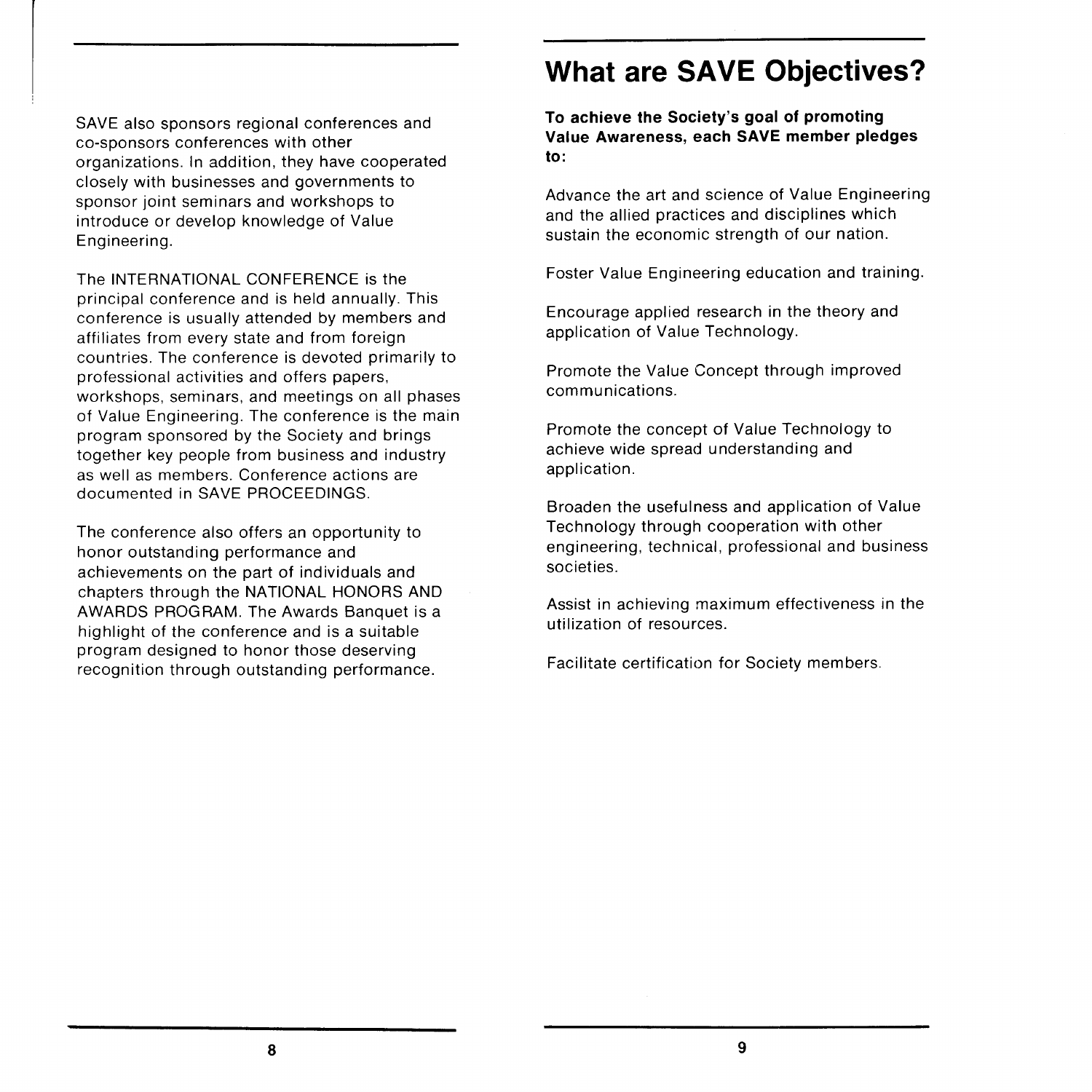SAVE also sponsors regional conferences and co-sponsors conferences with other organizations. In addition, they have cooperated closely with businesses and governments to sponsor joint seminars and workshops to introduce or develop knowledge of Value Engineering.

The INTERNATIONAL CONFERENCE is the principal conference and is held annually. This conference is usually attended by members and affiliates from every state and from foreign countries. The conference is devoted primarily to professional activities and offers papers, workshops, seminars, and meetings on all phases of Value Engineering. The conference is the main program sponsored by the Society and brings together key people from business and industry as well as members. Conference actions are documented in SAVE PROCEEDINGS.

The conference also offers an opportunity to honor outstanding performance and achievements on the part of individuals and chapters through the NATIONAL HONORS AND AWARDS PROGRAM. The Awards Banquet is a highlight of the conference and is a suitable program designed to honor those deserving recognition through outstanding performance.

# What are SAVE Objectives?

**To achieve the Society's goal of promoting Value Awareness, each SAVE member pledges to:**

Advance the art and science of Value Engineering and the allied practices and disciplines which sustain the economic strength of our nation.

Foster Value Engineering education and training.

Encourage applied research in the theory and application of Value Technology.

Promote the Value Concept through improved communications.

Promote the concept of Value Technology to achieve wide spread understanding and application.

Broaden the usefulness and application of Value Technology through cooperation with other engineering, technical, professional and business societies.

Assist in achieving maximum effectiveness in the utilization of resources.

Facilitate certification for Society members.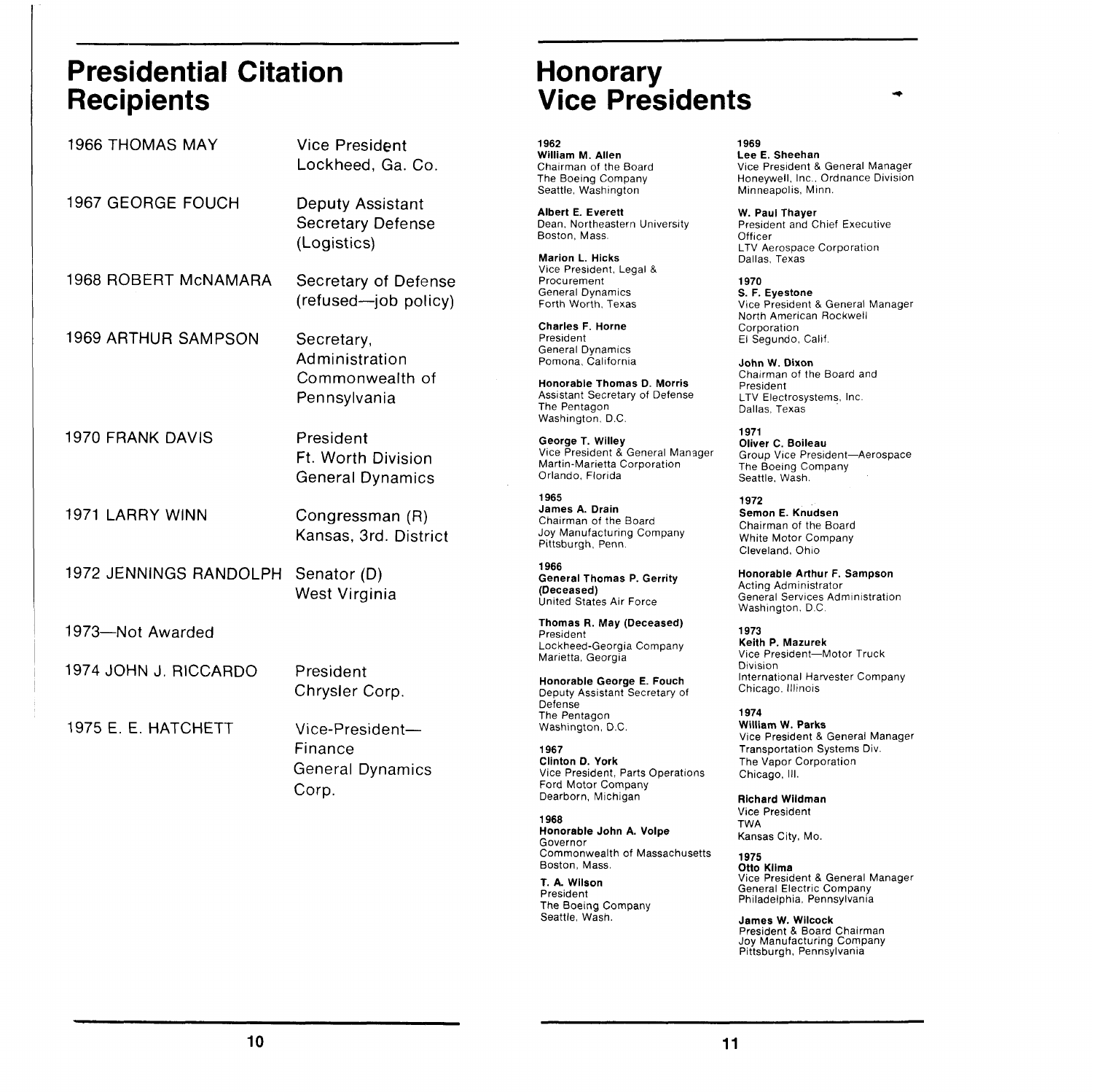# Presidential Citation Recipients

| | |
|---|---|
| 1966 THOMAS MAY | Vice President Lockheed, Ga. Co. |
| 1967 GEORGE FOUCH | Deputy Assistant Secretary Defense (Logistics) |
| 1968 ROBERT McNAMARA | Secretary of Defense (refused—job policy) |
| 1969 ARTHUR SAMPSON | Secretary, Administration Commonwealth of Pennsylvania |
| 1970 FRANK DAVIS | President Ft. Worth Division General Dynamics |
| 1971 LARRY WINN | Congressman (R) Kansas, 3rd. District |
| 1972 JENNINGS RANDOLPH | Senator (D) West Virginia |
| 1973—Not Awarded | |
| 1974 JOHN J. RICCARDO | President Chrysler Corp. |
| 1975 E. E. HATCHETT | Vice-President—Finance General Dynamics Corp. |

# Honorary Vice Presidents

**1962**

**William M. Allen**
Chairman of the Board
The Boeing Company
Seattle, Washington

**Albert E. Everett**
Dean, Northeastern University
Boston, Mass.

**Marion L. Hicks**
Vice President, Legal & Procurement
General Dynamics
Forth Worth, Texas

**Charles F. Horne**
President
General Dynamics
Pomona, California

**Honorable Thomas D. Morris**
Assistant Secretary of Defense
The Pentagon
Washington, D.C.

**George T. Willey**
Vice President & General Manager
Martin-Marietta Corporation
Orlando, Florida

**1965**

**James A. Drain**
Chairman of the Board
Joy Manufacturing Company
Pittsburgh, Penn.

**1966**

**General Thomas P. Gerrity (Deceased)**
United States Air Force

**Thomas R. May (Deceased)**
President
Lockheed-Georgia Company
Marietta, Georgia

**Honorable George E. Fouch**
Deputy Assistant Secretary of Defense
The Pentagon
Washington, D.C.

**1967**

**Clinton D. York**
Vice President, Parts Operations
Ford Motor Company
Dearborn, Michigan

**1968**

**Honorable John A. Volpe**
Governor
Commonwealth of Massachusetts
Boston, Mass.

**T. A. Wilson**
President
The Boeing Company
Seattle, Wash.

**1969**

**Lee E. Sheehan**
Vice President & General Manager
Honeywell, Inc., Ordnance Division
Minneapolis, Minn.

**W. Paul Thayer**
President and Chief Executive Officer
LTV Aerospace Corporation
Dallas, Texas

**1970**

**S. F. Eyestone**
Vice President & General Manager
North American Rockwell Corporation
El Segundo, Calif.

**John W. Dixon**
Chairman of the Board and President
LTV Electrosystems, Inc.
Dallas, Texas

**1971**

**Oliver C. Boileau**
Group Vice President—Aerospace
The Boeing Company
Seattle, Wash.

**1972**

**Semon E. Knudsen**
Chairman of the Board
White Motor Company
Cleveland, Ohio

**Honorable Arthur F. Sampson**
Acting Administrator
General Services Administration
Washington, D.C.

**1973**

**Keith P. Mazurek**
Vice President—Motor Truck Division
International Harvester Company
Chicago, Illinois

**1974**

**William W. Parks**
Vice President & General Manager
Transportation Systems Div.
The Vapor Corporation
Chicago, Ill.

**Richard Wildman**
Vice President
TWA
Kansas City, Mo.

**1975**

**Otto Klima**
Vice President & General Manager
General Electric Company
Philadelphia, Pennsylvania

**James W. Wilcock**
President & Board Chairman
Joy Manufacturing Company
Pittsburgh, Pennsylvania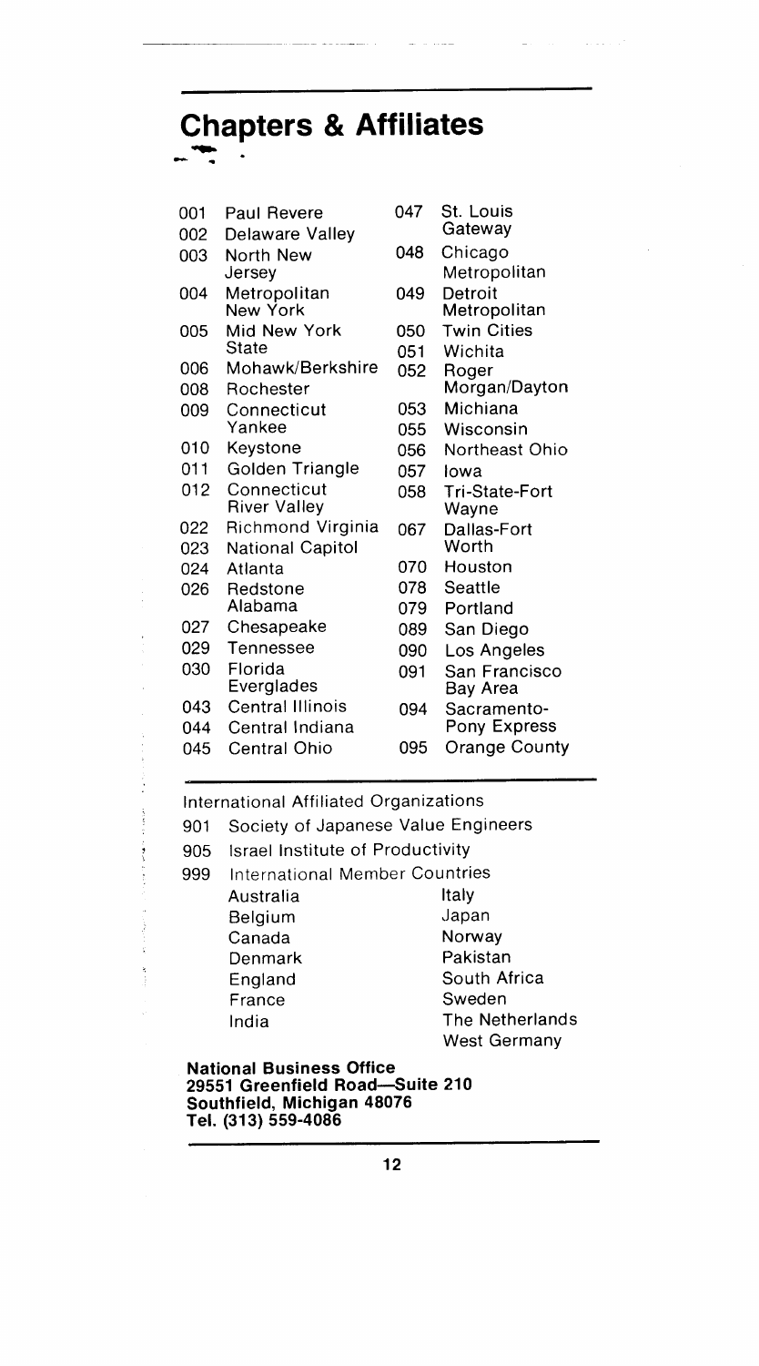## Chapters & Affiliates

001 Paul Revere
002 Delaware Valley
003 North New Jersey
004 Metropolitan New York
005 Mid New York State
006 Mohawk/Berkshire
008 Rochester
009 Connecticut Yankee
010 Keystone
011 Golden Triangle
012 Connecticut River Valley
022 Richmond Virginia
023 National Capitol
024 Atlanta
026 Redstone Alabama
027 Chesapeake
029 Tennessee
030 Florida Everglades
043 Central Illinois
044 Central Indiana
045 Central Ohio
047 St. Louis Gateway
048 Chicago Metropolitan
049 Detroit Metropolitan
050 Twin Cities
051 Wichita
052 Roger Morgan/Dayton
053 Michiana
055 Wisconsin
056 Northeast Ohio
057 Iowa
058 Tri-State-Fort Wayne
067 Dallas-Fort Worth
070 Houston
078 Seattle
079 Portland
089 San Diego
090 Los Angeles
091 San Francisco Bay Area
094 Sacramento-Pony Express
095 Orange County

International Affiliated Organizations

901 Society of Japanese Value Engineers
905 Israel Institute of Productivity
999 International Member Countries

Australia
Belgium
Canada
Denmark
England
France
India
Italy
Japan
Norway
Pakistan
South Africa
Sweden
The Netherlands
West Germany

**National Business Office**
**29551 Greenfield Road—Suite 210**
**Southfield, Michigan 48076**
**Tel. (313) 559-4086**